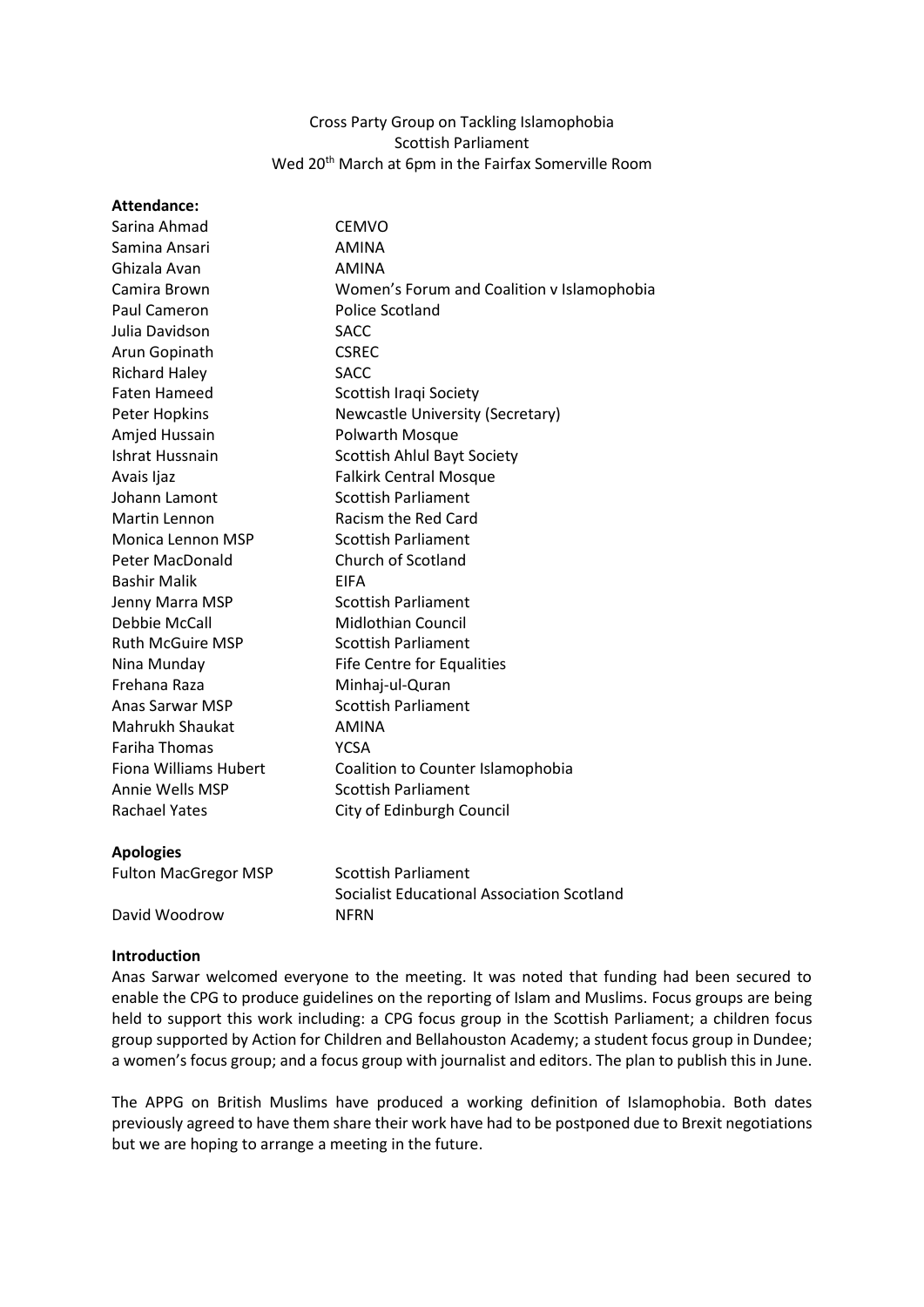Cross Party Group on Tackling Islamophobia
Scottish Parliament
Wed 20th March at 6pm in the Fairfax Somerville Room

**Attendance:**

| | |
|---|---|
| Sarina Ahmad | CEMVO |
| Samina Ansari | AMINA |
| Ghizala Avan | AMINA |
| Camira Brown | Women's Forum and Coalition v Islamophobia |
| Paul Cameron | Police Scotland |
| Julia Davidson | SACC |
| Arun Gopinath | CSREC |
| Richard Haley | SACC |
| Faten Hameed | Scottish Iraqi Society |
| Peter Hopkins | Newcastle University (Secretary) |
| Amjed Hussain | Polwarth Mosque |
| Ishrat Hussnain | Scottish Ahlul Bayt Society |
| Avais Ijaz | Falkirk Central Mosque |
| Johann Lamont | Scottish Parliament |
| Martin Lennon | Racism the Red Card |
| Monica Lennon MSP | Scottish Parliament |
| Peter MacDonald | Church of Scotland |
| Bashir Malik | EIFA |
| Jenny Marra MSP | Scottish Parliament |
| Debbie McCall | Midlothian Council |
| Ruth McGuire MSP | Scottish Parliament |
| Nina Munday | Fife Centre for Equalities |
| Frehana Raza | Minhaj-ul-Quran |
| Anas Sarwar MSP | Scottish Parliament |
| Mahrukh Shaukat | AMINA |
| Fariha Thomas | YCSA |
| Fiona Williams Hubert | Coalition to Counter Islamophobia |
| Annie Wells MSP | Scottish Parliament |
| Rachael Yates | City of Edinburgh Council |

**Apologies**

| | |
|---|---|
| Fulton MacGregor MSP | Scottish Parliament |
| | Socialist Educational Association Scotland |
| David Woodrow | NFRN |

**Introduction**

Anas Sarwar welcomed everyone to the meeting. It was noted that funding had been secured to enable the CPG to produce guidelines on the reporting of Islam and Muslims. Focus groups are being held to support this work including: a CPG focus group in the Scottish Parliament; a children focus group supported by Action for Children and Bellahouston Academy; a student focus group in Dundee; a women's focus group; and a focus group with journalist and editors. The plan to publish this in June.

The APPG on British Muslims have produced a working definition of Islamophobia. Both dates previously agreed to have them share their work have had to be postponed due to Brexit negotiations but we are hoping to arrange a meeting in the future.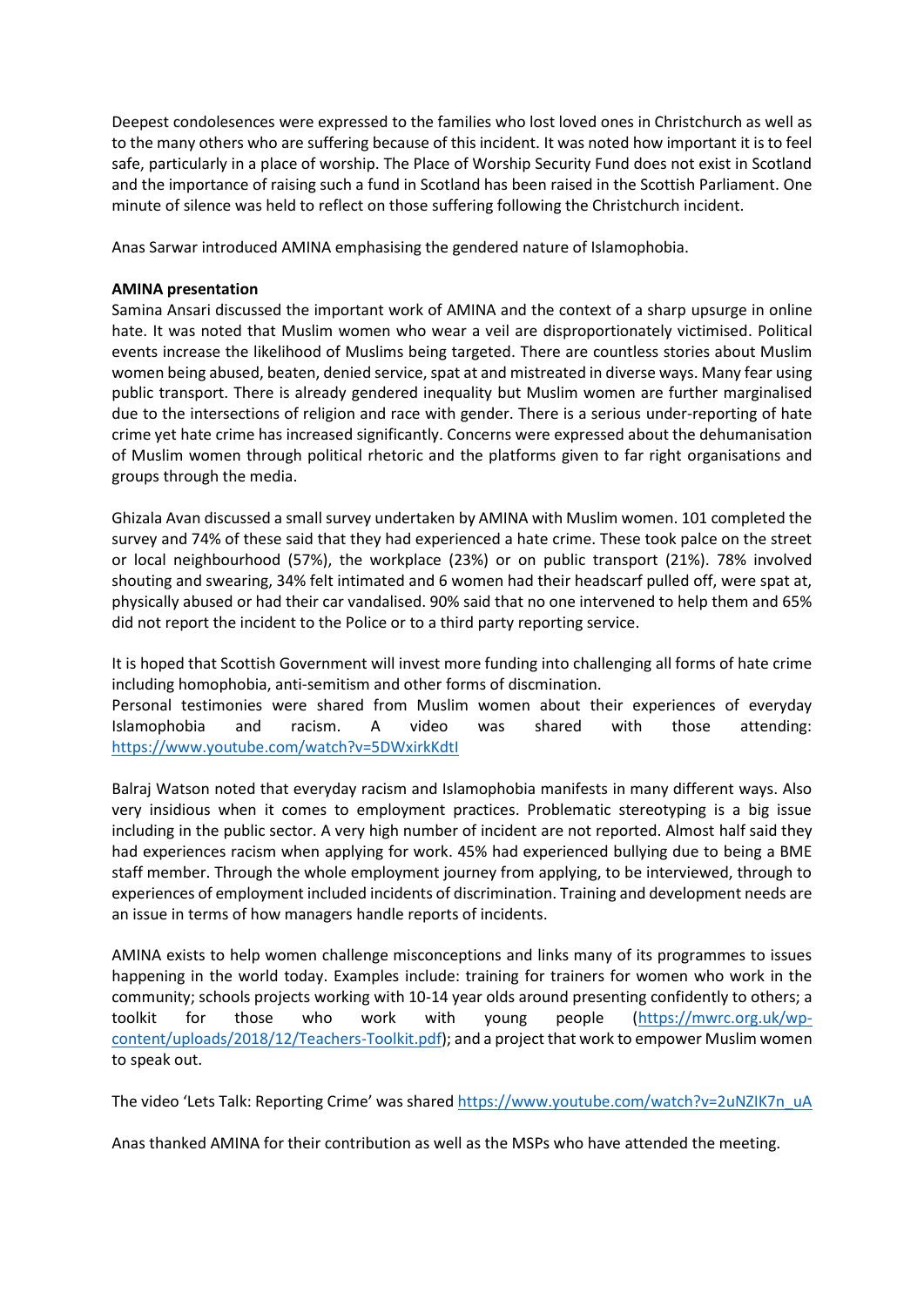Deepest condolesences were expressed to the families who lost loved ones in Christchurch as well as to the many others who are suffering because of this incident. It was noted how important it is to feel safe, particularly in a place of worship. The Place of Worship Security Fund does not exist in Scotland and the importance of raising such a fund in Scotland has been raised in the Scottish Parliament. One minute of silence was held to reflect on those suffering following the Christchurch incident.

Anas Sarwar introduced AMINA emphasising the gendered nature of Islamophobia.

**AMINA presentation**
Samina Ansari discussed the important work of AMINA and the context of a sharp upsurge in online hate. It was noted that Muslim women who wear a veil are disproportionately victimised. Political events increase the likelihood of Muslims being targeted. There are countless stories about Muslim women being abused, beaten, denied service, spat at and mistreated in diverse ways. Many fear using public transport. There is already gendered inequality but Muslim women are further marginalised due to the intersections of religion and race with gender. There is a serious under-reporting of hate crime yet hate crime has increased significantly. Concerns were expressed about the dehumanisation of Muslim women through political rhetoric and the platforms given to far right organisations and groups through the media.

Ghizala Avan discussed a small survey undertaken by AMINA with Muslim women. 101 completed the survey and 74% of these said that they had experienced a hate crime. These took palce on the street or local neighbourhood (57%), the workplace (23%) or on public transport (21%). 78% involved shouting and swearing, 34% felt intimated and 6 women had their headscarf pulled off, were spat at, physically abused or had their car vandalised. 90% said that no one intervened to help them and 65% did not report the incident to the Police or to a third party reporting service.

It is hoped that Scottish Government will invest more funding into challenging all forms of hate crime including homophobia, anti-semitism and other forms of discmination.
Personal testimonies were shared from Muslim women about their experiences of everyday Islamophobia and racism. A video was shared with those attending: https://www.youtube.com/watch?v=5DWxirkKdtI

Balraj Watson noted that everyday racism and Islamophobia manifests in many different ways. Also very insidious when it comes to employment practices. Problematic stereotyping is a big issue including in the public sector. A very high number of incident are not reported. Almost half said they had experiences racism when applying for work. 45% had experienced bullying due to being a BME staff member. Through the whole employment journey from applying, to be interviewed, through to experiences of employment included incidents of discrimination. Training and development needs are an issue in terms of how managers handle reports of incidents.

AMINA exists to help women challenge misconceptions and links many of its programmes to issues happening in the world today. Examples include: training for trainers for women who work in the community; schools projects working with 10-14 year olds around presenting confidently to others; a toolkit for those who work with young people (https://mwrc.org.uk/wp-content/uploads/2018/12/Teachers-Toolkit.pdf); and a project that work to empower Muslim women to speak out.

The video 'Lets Talk: Reporting Crime' was shared https://www.youtube.com/watch?v=2uNZIK7n_uA

Anas thanked AMINA for their contribution as well as the MSPs who have attended the meeting.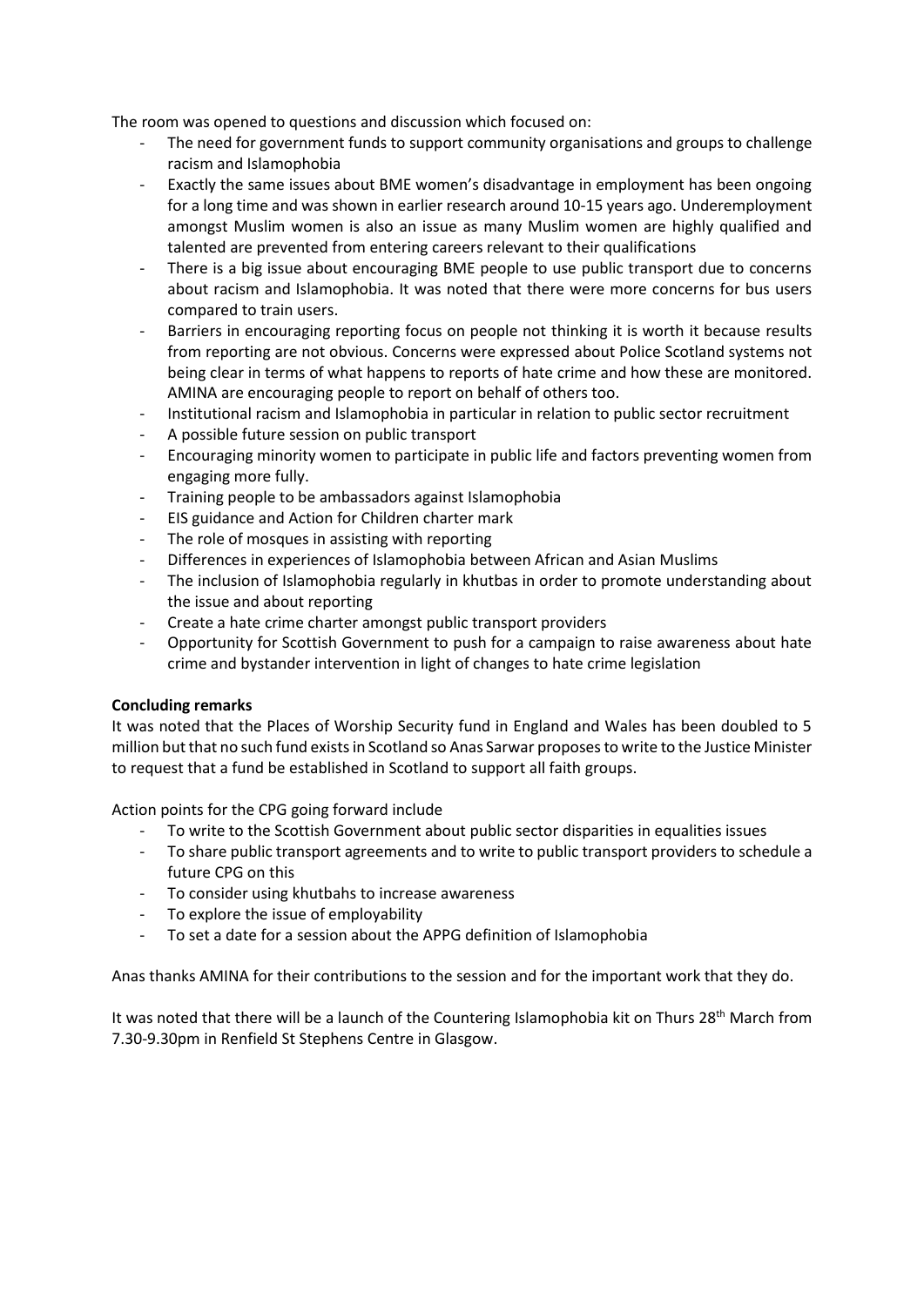The room was opened to questions and discussion which focused on:

- The need for government funds to support community organisations and groups to challenge racism and Islamophobia
- Exactly the same issues about BME women's disadvantage in employment has been ongoing for a long time and was shown in earlier research around 10-15 years ago. Underemployment amongst Muslim women is also an issue as many Muslim women are highly qualified and talented are prevented from entering careers relevant to their qualifications
- There is a big issue about encouraging BME people to use public transport due to concerns about racism and Islamophobia. It was noted that there were more concerns for bus users compared to train users.
- Barriers in encouraging reporting focus on people not thinking it is worth it because results from reporting are not obvious. Concerns were expressed about Police Scotland systems not being clear in terms of what happens to reports of hate crime and how these are monitored. AMINA are encouraging people to report on behalf of others too.
- Institutional racism and Islamophobia in particular in relation to public sector recruitment
- A possible future session on public transport
- Encouraging minority women to participate in public life and factors preventing women from engaging more fully.
- Training people to be ambassadors against Islamophobia
- EIS guidance and Action for Children charter mark
- The role of mosques in assisting with reporting
- Differences in experiences of Islamophobia between African and Asian Muslims
- The inclusion of Islamophobia regularly in khutbas in order to promote understanding about the issue and about reporting
- Create a hate crime charter amongst public transport providers
- Opportunity for Scottish Government to push for a campaign to raise awareness about hate crime and bystander intervention in light of changes to hate crime legislation

**Concluding remarks**

It was noted that the Places of Worship Security fund in England and Wales has been doubled to 5 million but that no such fund exists in Scotland so Anas Sarwar proposes to write to the Justice Minister to request that a fund be established in Scotland to support all faith groups.

Action points for the CPG going forward include

- To write to the Scottish Government about public sector disparities in equalities issues
- To share public transport agreements and to write to public transport providers to schedule a future CPG on this
- To consider using khutbahs to increase awareness
- To explore the issue of employability
- To set a date for a session about the APPG definition of Islamophobia

Anas thanks AMINA for their contributions to the session and for the important work that they do.

It was noted that there will be a launch of the Countering Islamophobia kit on Thurs 28th March from 7.30-9.30pm in Renfield St Stephens Centre in Glasgow.